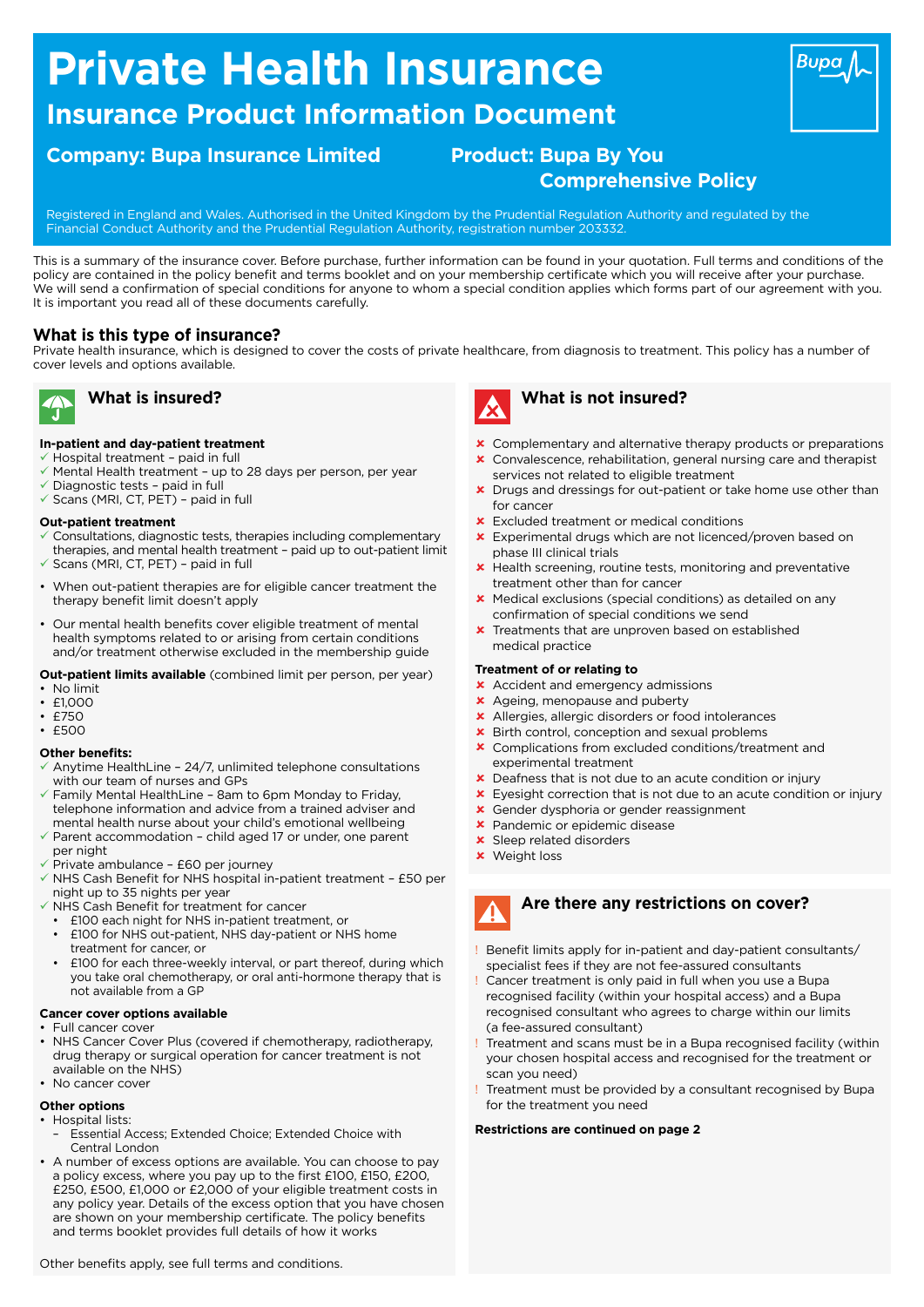# Private Health Insurance

## Insurance Product Information Document

**Company: Bupa Insurance Limited**

**Product: Bupa By You Comprehensive Policy**

Registered in England and Wales. Authorised in the United Kingdom by the Prudential Regulation Authority and regulated by the Financial Conduct Authority and the Prudential Regulation Authority, registration number 203332.

This is a summary of the insurance cover. Before purchase, further information can be found in your quotation. Full terms and conditions of the policy are contained in the policy benefit and terms booklet and on your membership certificate which you will receive after your purchase. We will send a confirmation of special conditions for anyone to whom a special condition applies which forms part of our agreement with you. It is important you read all of these documents carefully.

### What is this type of insurance?

Private health insurance, which is designed to cover the costs of private healthcare, from diagnosis to treatment. This policy has a number of cover levels and options available.

### What is insured?

**In-patient and day-patient treatment**

- ✓ Hospital treatment – paid in full
- ✓ Mental Health treatment – up to 28 days per person, per year
- ✓ Diagnostic tests – paid in full
- ✓ Scans (MRI, CT, PET) – paid in full

**Out-patient treatment**

- ✓ Consultations, diagnostic tests, therapies including complementary therapies, and mental health treatment – paid up to out-patient limit
- ✓ Scans (MRI, CT, PET) – paid in full

- When out-patient therapies are for eligible cancer treatment the therapy benefit limit doesn't apply
- Our mental health benefits cover eligible treatment of mental health symptoms related to or arising from certain conditions and/or treatment otherwise excluded in the membership guide

**Out-patient limits available** (combined limit per person, per year)

- No limit
- £1,000
- £750
- £500

**Other benefits:**

- ✓ Anytime HealthLine – 24/7, unlimited telephone consultations with our team of nurses and GPs
- ✓ Family Mental HealthLine – 8am to 6pm Monday to Friday, telephone information and advice from a trained adviser and mental health nurse about your child's emotional wellbeing
- ✓ Parent accommodation – child aged 17 or under, one parent per night
- ✓ Private ambulance – £60 per journey
- ✓ NHS Cash Benefit for NHS hospital in-patient treatment – £50 per night up to 35 nights per year
- ✓ NHS Cash Benefit for treatment for cancer
  - £100 each night for NHS in-patient treatment, or
  - £100 for NHS out-patient, NHS day-patient or NHS home treatment for cancer, or
  - £100 for each three-weekly interval, or part thereof, during which you take oral chemotherapy, or oral anti-hormone therapy that is not available from a GP

**Cancer cover options available**

- Full cancer cover
- NHS Cancer Cover Plus (covered if chemotherapy, radiotherapy, drug therapy or surgical operation for cancer treatment is not available on the NHS)
- No cancer cover

**Other options**

- Hospital lists:
  - Essential Access; Extended Choice; Extended Choice with Central London
- A number of excess options are available. You can choose to pay a policy excess, where you pay up to the first £100, £150, £200, £250, £500, £1,000 or £2,000 of your eligible treatment costs in any policy year. Details of the excess option that you have chosen are shown on your membership certificate. The policy benefits and terms booklet provides full details of how it works

Other benefits apply, see full terms and conditions.

### What is not insured?

- ✗ Complementary and alternative therapy products or preparations
- ✗ Convalescence, rehabilitation, general nursing care and therapist services not related to eligible treatment
- ✗ Drugs and dressings for out-patient or take home use other than for cancer
- ✗ Excluded treatment or medical conditions
- ✗ Experimental drugs which are not licenced/proven based on phase III clinical trials
- ✗ Health screening, routine tests, monitoring and preventative treatment other than for cancer
- ✗ Medical exclusions (special conditions) as detailed on any confirmation of special conditions we send
- ✗ Treatments that are unproven based on established medical practice

**Treatment of or relating to**

- ✗ Accident and emergency admissions
- ✗ Ageing, menopause and puberty
- ✗ Allergies, allergic disorders or food intolerances
- ✗ Birth control, conception and sexual problems
- ✗ Complications from excluded conditions/treatment and experimental treatment
- ✗ Deafness that is not due to an acute condition or injury
- ✗ Eyesight correction that is not due to an acute condition or injury
- ✗ Gender dysphoria or gender reassignment
- ✗ Pandemic or epidemic disease
- ✗ Sleep related disorders
- ✗ Weight loss

### Are there any restrictions on cover?

- ! Benefit limits apply for in-patient and day-patient consultants/specialist fees if they are not fee-assured consultants
- ! Cancer treatment is only paid in full when you use a Bupa recognised facility (within your hospital access) and a Bupa recognised consultant who agrees to charge within our limits (a fee-assured consultant)
- ! Treatment and scans must be in a Bupa recognised facility (within your chosen hospital access and recognised for the treatment or scan you need)
- ! Treatment must be provided by a consultant recognised by Bupa for the treatment you need

**Restrictions are continued on page 2**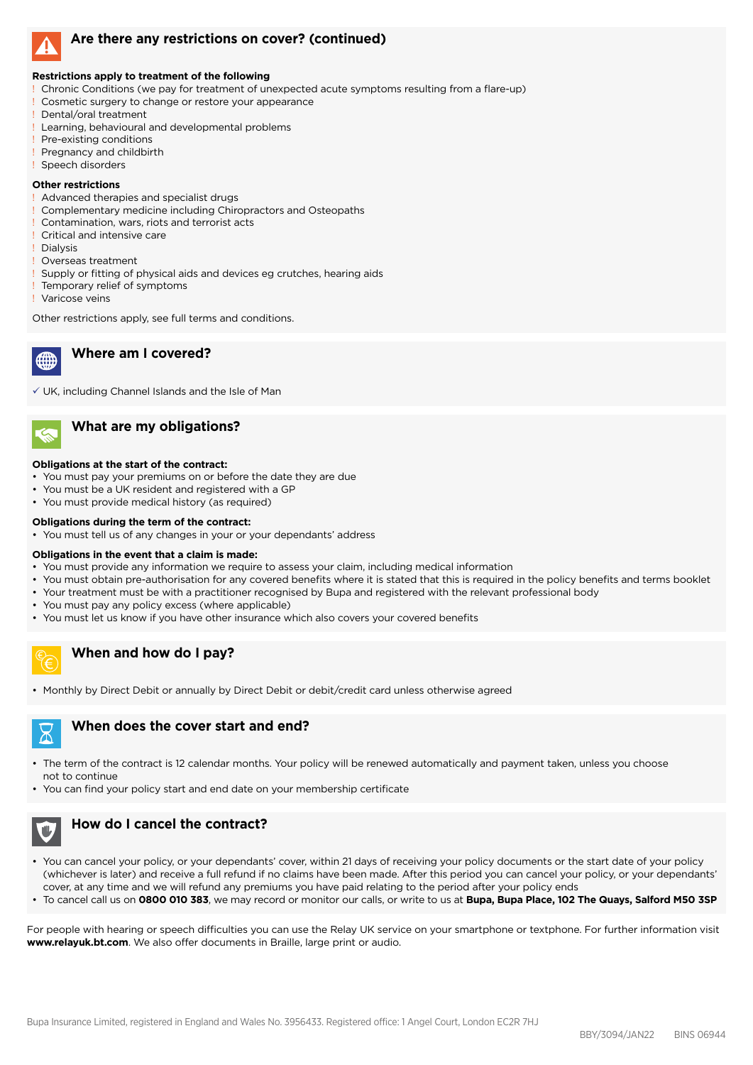## Are there any restrictions on cover? (continued)

**Restrictions apply to treatment of the following**

- ! Chronic Conditions (we pay for treatment of unexpected acute symptoms resulting from a flare-up)
- ! Cosmetic surgery to change or restore your appearance
- ! Dental/oral treatment
- ! Learning, behavioural and developmental problems
- ! Pre-existing conditions
- ! Pregnancy and childbirth
- ! Speech disorders

**Other restrictions**

- ! Advanced therapies and specialist drugs
- ! Complementary medicine including Chiropractors and Osteopaths
- ! Contamination, wars, riots and terrorist acts
- ! Critical and intensive care
- ! Dialysis
- ! Overseas treatment
- ! Supply or fitting of physical aids and devices eg crutches, hearing aids
- ! Temporary relief of symptoms
- ! Varicose veins

Other restrictions apply, see full terms and conditions.

## Where am I covered?

✓ UK, including Channel Islands and the Isle of Man

## What are my obligations?

**Obligations at the start of the contract:**

- You must pay your premiums on or before the date they are due
- You must be a UK resident and registered with a GP
- You must provide medical history (as required)

**Obligations during the term of the contract:**

- You must tell us of any changes in your or your dependants' address

**Obligations in the event that a claim is made:**

- You must provide any information we require to assess your claim, including medical information
- You must obtain pre-authorisation for any covered benefits where it is stated that this is required in the policy benefits and terms booklet
- Your treatment must be with a practitioner recognised by Bupa and registered with the relevant professional body
- You must pay any policy excess (where applicable)
- You must let us know if you have other insurance which also covers your covered benefits

## When and how do I pay?

- Monthly by Direct Debit or annually by Direct Debit or debit/credit card unless otherwise agreed

## When does the cover start and end?

- The term of the contract is 12 calendar months. Your policy will be renewed automatically and payment taken, unless you choose not to continue
- You can find your policy start and end date on your membership certificate

## How do I cancel the contract?

- You can cancel your policy, or your dependants' cover, within 21 days of receiving your policy documents or the start date of your policy (whichever is later) and receive a full refund if no claims have been made. After this period you can cancel your policy, or your dependants' cover, at any time and we will refund any premiums you have paid relating to the period after your policy ends
- To cancel call us on **0800 010 383**, we may record or monitor our calls, or write to us at **Bupa, Bupa Place, 102 The Quays, Salford M50 3SP**

For people with hearing or speech difficulties you can use the Relay UK service on your smartphone or textphone. For further information visit **www.relayuk.bt.com**. We also offer documents in Braille, large print or audio.

Bupa Insurance Limited, registered in England and Wales No. 3956433. Registered office: 1 Angel Court, London EC2R 7HJ

BBY/3094/JAN22 BINS 06944